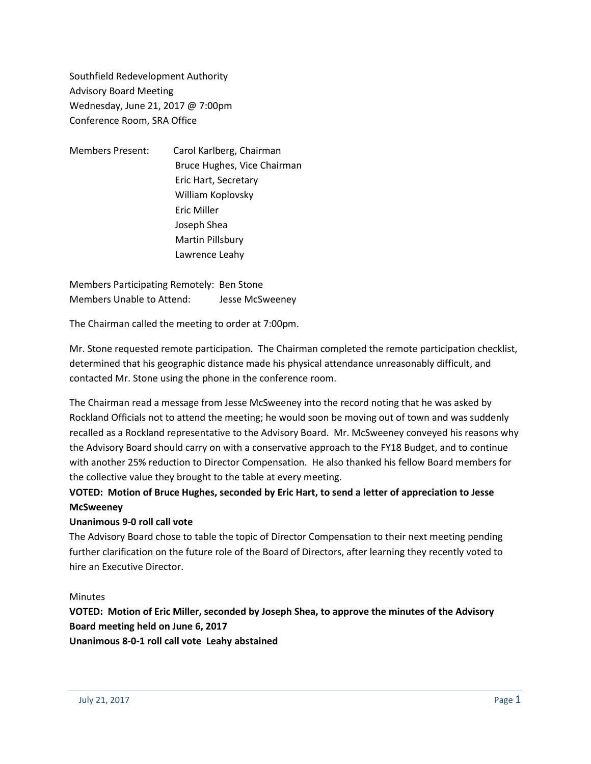Southfield Redevelopment Authority
Advisory Board Meeting
Wednesday, June 21, 2017 @ 7:00pm
Conference Room, SRA Office

Members Present: Carol Karlberg, Chairman
Bruce Hughes, Vice Chairman
Eric Hart, Secretary
William Koplovsky
Eric Miller
Joseph Shea
Martin Pillsbury
Lawrence Leahy

Members Participating Remotely: Ben Stone
Members Unable to Attend: Jesse McSweeney

The Chairman called the meeting to order at 7:00pm.

Mr. Stone requested remote participation. The Chairman completed the remote participation checklist, determined that his geographic distance made his physical attendance unreasonably difficult, and contacted Mr. Stone using the phone in the conference room.

The Chairman read a message from Jesse McSweeney into the record noting that he was asked by Rockland Officials not to attend the meeting; he would soon be moving out of town and was suddenly recalled as a Rockland representative to the Advisory Board. Mr. McSweeney conveyed his reasons why the Advisory Board should carry on with a conservative approach to the FY18 Budget, and to continue with another 25% reduction to Director Compensation. He also thanked his fellow Board members for the collective value they brought to the table at every meeting.

**VOTED: Motion of Bruce Hughes, seconded by Eric Hart, to send a letter of appreciation to Jesse McSweeney**
**Unanimous 9-0 roll call vote**

The Advisory Board chose to table the topic of Director Compensation to their next meeting pending further clarification on the future role of the Board of Directors, after learning they recently voted to hire an Executive Director.

Minutes

**VOTED: Motion of Eric Miller, seconded by Joseph Shea, to approve the minutes of the Advisory Board meeting held on June 6, 2017**
**Unanimous 8-0-1 roll call vote Leahy abstained**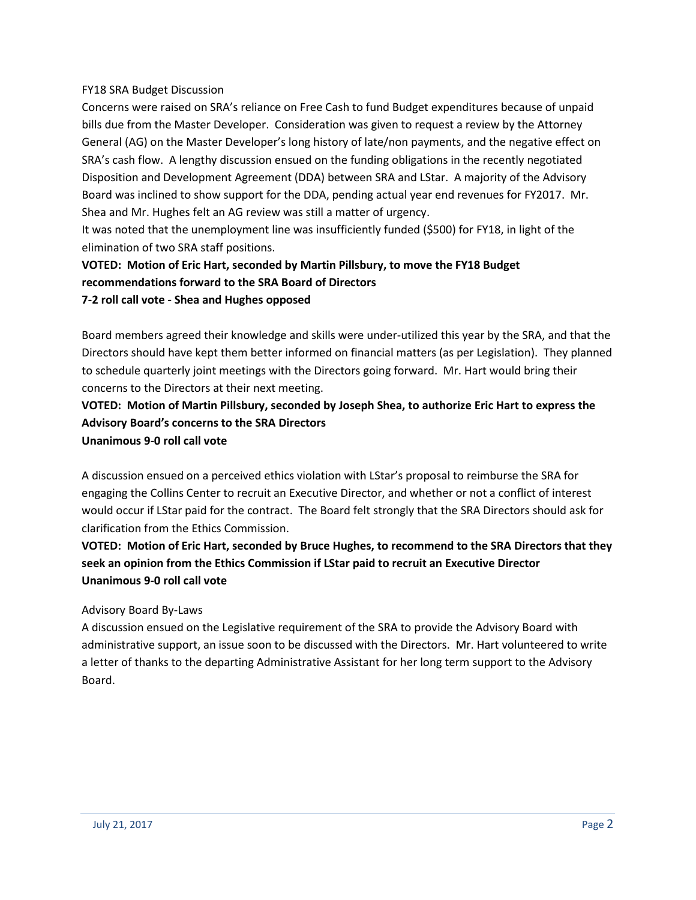FY18 SRA Budget Discussion

Concerns were raised on SRA's reliance on Free Cash to fund Budget expenditures because of unpaid bills due from the Master Developer. Consideration was given to request a review by the Attorney General (AG) on the Master Developer's long history of late/non payments, and the negative effect on SRA's cash flow. A lengthy discussion ensued on the funding obligations in the recently negotiated Disposition and Development Agreement (DDA) between SRA and LStar. A majority of the Advisory Board was inclined to show support for the DDA, pending actual year end revenues for FY2017. Mr. Shea and Mr. Hughes felt an AG review was still a matter of urgency.

It was noted that the unemployment line was insufficiently funded ($500) for FY18, in light of the elimination of two SRA staff positions.

**VOTED: Motion of Eric Hart, seconded by Martin Pillsbury, to move the FY18 Budget recommendations forward to the SRA Board of Directors**
**7-2 roll call vote - Shea and Hughes opposed**

Board members agreed their knowledge and skills were under-utilized this year by the SRA, and that the Directors should have kept them better informed on financial matters (as per Legislation). They planned to schedule quarterly joint meetings with the Directors going forward. Mr. Hart would bring their concerns to the Directors at their next meeting.

**VOTED: Motion of Martin Pillsbury, seconded by Joseph Shea, to authorize Eric Hart to express the Advisory Board's concerns to the SRA Directors**
**Unanimous 9-0 roll call vote**

A discussion ensued on a perceived ethics violation with LStar's proposal to reimburse the SRA for engaging the Collins Center to recruit an Executive Director, and whether or not a conflict of interest would occur if LStar paid for the contract. The Board felt strongly that the SRA Directors should ask for clarification from the Ethics Commission.

**VOTED: Motion of Eric Hart, seconded by Bruce Hughes, to recommend to the SRA Directors that they seek an opinion from the Ethics Commission if LStar paid to recruit an Executive Director**
**Unanimous 9-0 roll call vote**

Advisory Board By-Laws

A discussion ensued on the Legislative requirement of the SRA to provide the Advisory Board with administrative support, an issue soon to be discussed with the Directors. Mr. Hart volunteered to write a letter of thanks to the departing Administrative Assistant for her long term support to the Advisory Board.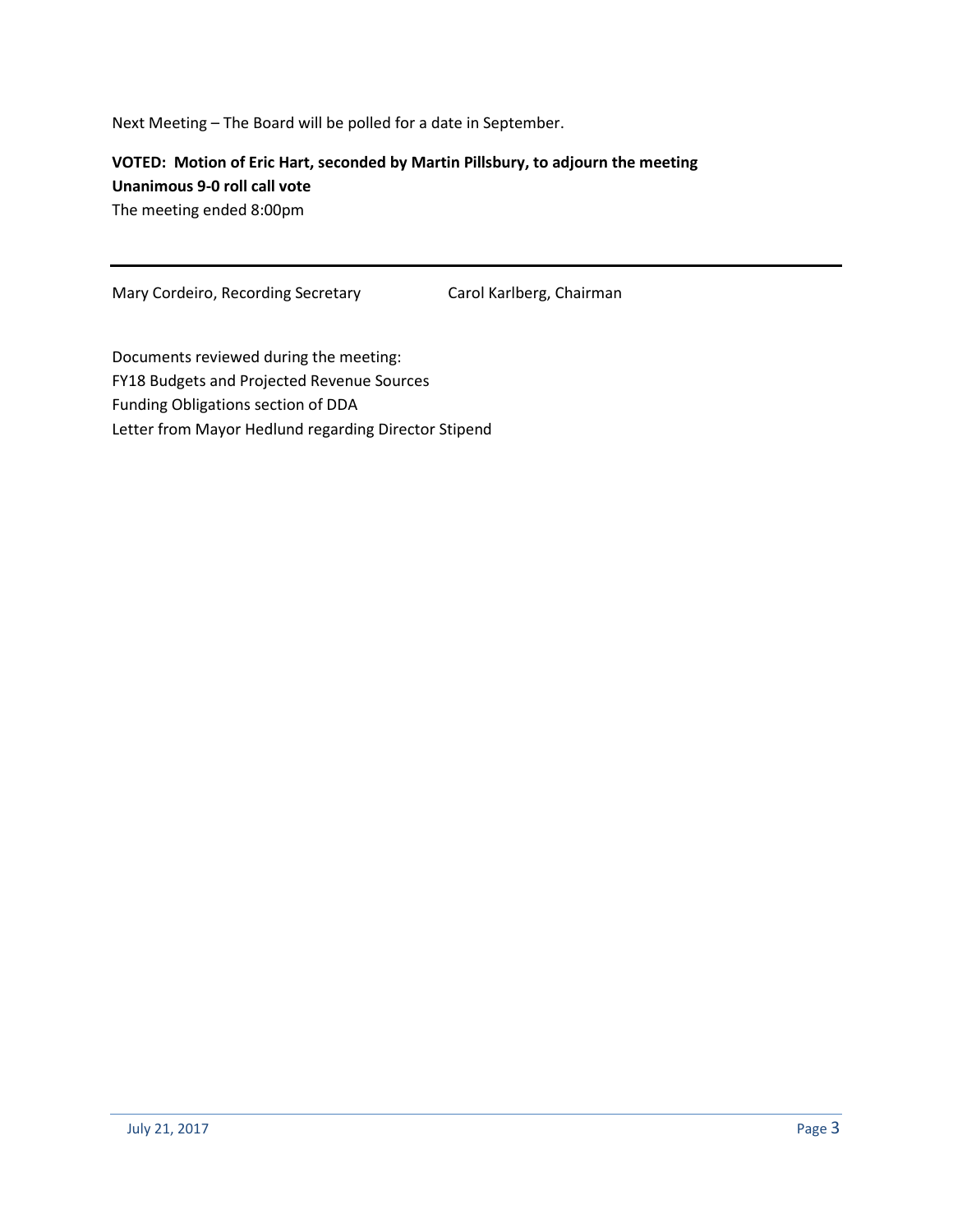Next Meeting – The Board will be polled for a date in September.

**VOTED: Motion of Eric Hart, seconded by Martin Pillsbury, to adjourn the meeting**
**Unanimous 9-0 roll call vote**
The meeting ended 8:00pm

---

Mary Cordeiro, Recording Secretary          Carol Karlberg, Chairman

Documents reviewed during the meeting:
FY18 Budgets and Projected Revenue Sources
Funding Obligations section of DDA
Letter from Mayor Hedlund regarding Director Stipend